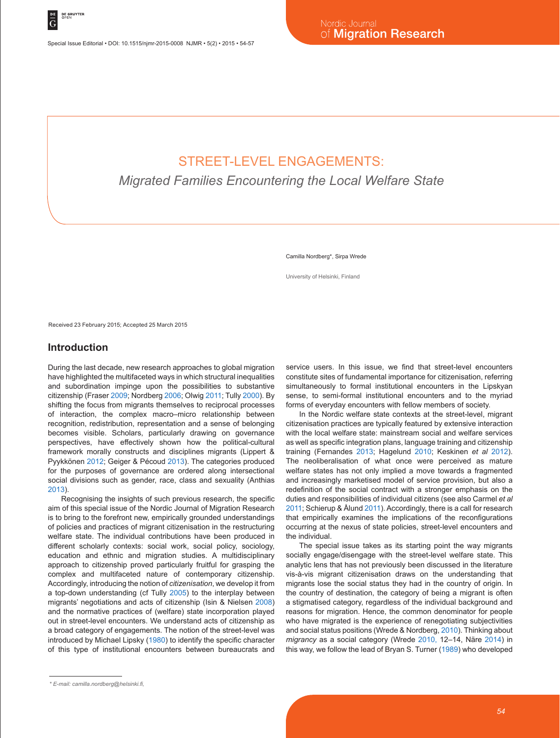# STREET-LEVEL ENGAGEMENTS:

## *Migrated Families Encountering the Local Welfare State*

Camilla Nordberg*, Sirpa Wrede

University of Helsinki, Finland

Received 23 February 2015; Accepted 25 March 2015

## Introduction

During the last decade, new research approaches to global migration have highlighted the multifaceted ways in which structural inequalities and subordination impinge upon the possibilities to substantive citizenship (Fraser 2009; Nordberg 2006; Olwig 2011; Tully 2000). By shifting the focus from migrants themselves to reciprocal processes of interaction, the complex macro–micro relationship between recognition, redistribution, representation and a sense of belonging becomes visible. Scholars, particularly drawing on governance perspectives, have effectively shown how the political-cultural framework morally constructs and disciplines migrants (Lippert & Pyykkönen 2012; Geiger & Pécoud 2013). The categories produced for the purposes of governance are ordered along intersectional social divisions such as gender, race, class and sexuality (Anthias 2013).

Recognising the insights of such previous research, the specific aim of this special issue of the Nordic Journal of Migration Research is to bring to the forefront new, empirically grounded understandings of policies and practices of migrant citizenisation in the restructuring welfare state. The individual contributions have been produced in different scholarly contexts: social work, social policy, sociology, education and ethnic and migration studies. A multidisciplinary approach to citizenship proved particularly fruitful for grasping the complex and multifaceted nature of contemporary citizenship. Accordingly, introducing the notion of *citizenisation*, we develop it from a top-down understanding (cf Tully 2005) to the interplay between migrants' negotiations and acts of citizenship (Isin & Nielsen 2008) and the normative practices of (welfare) state incorporation played out in street-level encounters. We understand acts of citizenship as a broad category of engagements. The notion of the street-level was introduced by Michael Lipsky (1980) to identify the specific character of this type of institutional encounters between bureaucrats and service users. In this issue, we find that street-level encounters constitute sites of fundamental importance for citizenisation, referring simultaneously to formal institutional encounters in the Lipskyan sense, to semi-formal institutional encounters and to the myriad forms of everyday encounters with fellow members of society.

In the Nordic welfare state contexts at the street-level, migrant citizenisation practices are typically featured by extensive interaction with the local welfare state: mainstream social and welfare services as well as specific integration plans, language training and citizenship training (Fernandes 2013; Hagelund 2010; Keskinen *et al* 2012). The neoliberalisation of what once were perceived as mature welfare states has not only implied a move towards a fragmented and increasingly marketised model of service provision, but also a redefinition of the social contract with a stronger emphasis on the duties and responsibilities of individual citizens (see also Carmel *et al* 2011; Schierup & Ålund 2011). Accordingly, there is a call for research that empirically examines the implications of the reconfigurations occurring at the nexus of state policies, street-level encounters and the individual.

The special issue takes as its starting point the way migrants socially engage/disengage with the street-level welfare state. This analytic lens that has not previously been discussed in the literature vis-à-vis migrant citizenisation draws on the understanding that migrants lose the social status they had in the country of origin. In the country of destination, the category of being a migrant is often a stigmatised category, regardless of the individual background and reasons for migration. Hence, the common denominator for people who have migrated is the experience of renegotiating subjectivities and social status positions (Wrede & Nordberg, 2010). Thinking about *migrancy* as a social category (Wrede 2010, 12–14, Näre 2014) in this way, we follow the lead of Bryan S. Turner (1989) who developed

\* *E-mail: camilla.nordberg@helsinki.fi,*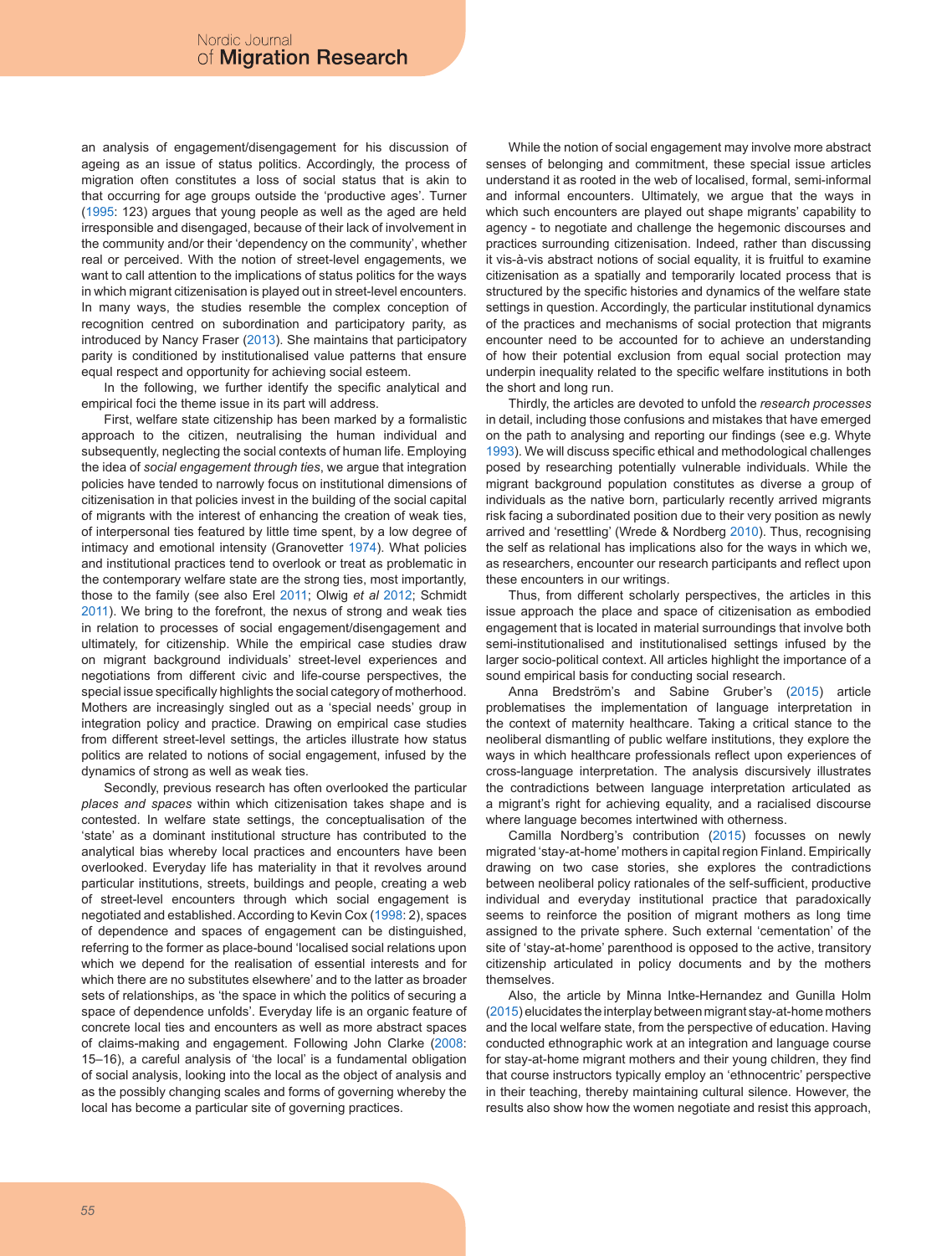an analysis of engagement/disengagement for his discussion of ageing as an issue of status politics. Accordingly, the process of migration often constitutes a loss of social status that is akin to that occurring for age groups outside the 'productive ages'. Turner (1995: 123) argues that young people as well as the aged are held irresponsible and disengaged, because of their lack of involvement in the community and/or their 'dependency on the community', whether real or perceived. With the notion of street-level engagements, we want to call attention to the implications of status politics for the ways in which migrant citizenisation is played out in street-level encounters. In many ways, the studies resemble the complex conception of recognition centred on subordination and participatory parity, as introduced by Nancy Fraser (2013). She maintains that participatory parity is conditioned by institutionalised value patterns that ensure equal respect and opportunity for achieving social esteem.

In the following, we further identify the specific analytical and empirical foci the theme issue in its part will address.

First, welfare state citizenship has been marked by a formalistic approach to the citizen, neutralising the human individual and subsequently, neglecting the social contexts of human life. Employing the idea of *social engagement through ties*, we argue that integration policies have tended to narrowly focus on institutional dimensions of citizenisation in that policies invest in the building of the social capital of migrants with the interest of enhancing the creation of weak ties, of interpersonal ties featured by little time spent, by a low degree of intimacy and emotional intensity (Granovetter 1974). What policies and institutional practices tend to overlook or treat as problematic in the contemporary welfare state are the strong ties, most importantly, those to the family (see also Erel 2011; Olwig *et al* 2012; Schmidt 2011). We bring to the forefront, the nexus of strong and weak ties in relation to processes of social engagement/disengagement and ultimately, for citizenship. While the empirical case studies draw on migrant background individuals' street-level experiences and negotiations from different civic and life-course perspectives, the special issue specifically highlights the social category of motherhood. Mothers are increasingly singled out as a 'special needs' group in integration policy and practice. Drawing on empirical case studies from different street-level settings, the articles illustrate how status politics are related to notions of social engagement, infused by the dynamics of strong as well as weak ties.

Secondly, previous research has often overlooked the particular *places and spaces* within which citizenisation takes shape and is contested. In welfare state settings, the conceptualisation of the 'state' as a dominant institutional structure has contributed to the analytical bias whereby local practices and encounters have been overlooked. Everyday life has materiality in that it revolves around particular institutions, streets, buildings and people, creating a web of street-level encounters through which social engagement is negotiated and established. According to Kevin Cox (1998: 2), spaces of dependence and spaces of engagement can be distinguished, referring to the former as place-bound 'localised social relations upon which we depend for the realisation of essential interests and for which there are no substitutes elsewhere' and to the latter as broader sets of relationships, as 'the space in which the politics of securing a space of dependence unfolds'. Everyday life is an organic feature of concrete local ties and encounters as well as more abstract spaces of claims-making and engagement. Following John Clarke (2008: 15–16), a careful analysis of 'the local' is a fundamental obligation of social analysis, looking into the local as the object of analysis and as the possibly changing scales and forms of governing whereby the local has become a particular site of governing practices.

While the notion of social engagement may involve more abstract senses of belonging and commitment, these special issue articles understand it as rooted in the web of localised, formal, semi-informal and informal encounters. Ultimately, we argue that the ways in which such encounters are played out shape migrants' capability to agency - to negotiate and challenge the hegemonic discourses and practices surrounding citizenisation. Indeed, rather than discussing it vis-à-vis abstract notions of social equality, it is fruitful to examine citizenisation as a spatially and temporarily located process that is structured by the specific histories and dynamics of the welfare state settings in question. Accordingly, the particular institutional dynamics of the practices and mechanisms of social protection that migrants encounter need to be accounted for to achieve an understanding of how their potential exclusion from equal social protection may underpin inequality related to the specific welfare institutions in both the short and long run.

Thirdly, the articles are devoted to unfold the *research processes* in detail, including those confusions and mistakes that have emerged on the path to analysing and reporting our findings (see e.g. Whyte 1993). We will discuss specific ethical and methodological challenges posed by researching potentially vulnerable individuals. While the migrant background population constitutes as diverse a group of individuals as the native born, particularly recently arrived migrants risk facing a subordinated position due to their very position as newly arrived and 'resettling' (Wrede & Nordberg 2010). Thus, recognising the self as relational has implications also for the ways in which we, as researchers, encounter our research participants and reflect upon these encounters in our writings.

Thus, from different scholarly perspectives, the articles in this issue approach the place and space of citizenisation as embodied engagement that is located in material surroundings that involve both semi-institutionalised and institutionalised settings infused by the larger socio-political context. All articles highlight the importance of a sound empirical basis for conducting social research.

Anna Bredström's and Sabine Gruber's (2015) article problematises the implementation of language interpretation in the context of maternity healthcare. Taking a critical stance to the neoliberal dismantling of public welfare institutions, they explore the ways in which healthcare professionals reflect upon experiences of cross-language interpretation. The analysis discursively illustrates the contradictions between language interpretation articulated as a migrant's right for achieving equality, and a racialised discourse where language becomes intertwined with otherness.

Camilla Nordberg's contribution (2015) focusses on newly migrated 'stay-at-home' mothers in capital region Finland. Empirically drawing on two case stories, she explores the contradictions between neoliberal policy rationales of the self-sufficient, productive individual and everyday institutional practice that paradoxically seems to reinforce the position of migrant mothers as long time assigned to the private sphere. Such external 'cementation' of the site of 'stay-at-home' parenthood is opposed to the active, transitory citizenship articulated in policy documents and by the mothers themselves.

Also, the article by Minna Intke-Hernandez and Gunilla Holm (2015) elucidates the interplay between migrant stay-at-home mothers and the local welfare state, from the perspective of education. Having conducted ethnographic work at an integration and language course for stay-at-home migrant mothers and their young children, they find that course instructors typically employ an 'ethnocentric' perspective in their teaching, thereby maintaining cultural silence. However, the results also show how the women negotiate and resist this approach,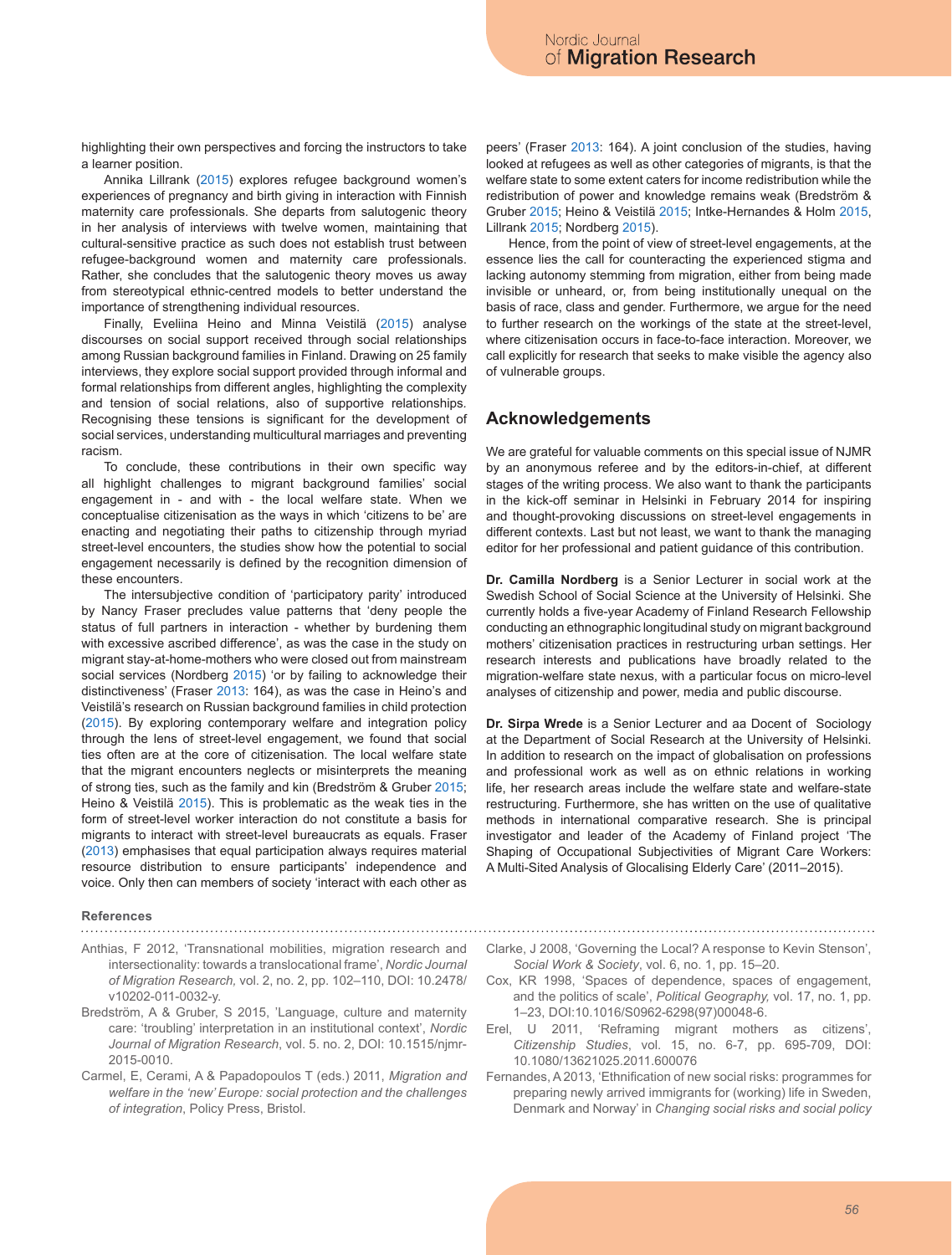highlighting their own perspectives and forcing the instructors to take a learner position.

Annika Lillrank (2015) explores refugee background women's experiences of pregnancy and birth giving in interaction with Finnish maternity care professionals. She departs from salutogenic theory in her analysis of interviews with twelve women, maintaining that cultural-sensitive practice as such does not establish trust between refugee-background women and maternity care professionals. Rather, she concludes that the salutogenic theory moves us away from stereotypical ethnic-centred models to better understand the importance of strengthening individual resources.

Finally, Eveliina Heino and Minna Veistilä (2015) analyse discourses on social support received through social relationships among Russian background families in Finland. Drawing on 25 family interviews, they explore social support provided through informal and formal relationships from different angles, highlighting the complexity and tension of social relations, also of supportive relationships. Recognising these tensions is significant for the development of social services, understanding multicultural marriages and preventing racism.

To conclude, these contributions in their own specific way all highlight challenges to migrant background families' social engagement in - and with - the local welfare state. When we conceptualise citizenisation as the ways in which 'citizens to be' are enacting and negotiating their paths to citizenship through myriad street-level encounters, the studies show how the potential to social engagement necessarily is defined by the recognition dimension of these encounters.

The intersubjective condition of 'participatory parity' introduced by Nancy Fraser precludes value patterns that 'deny people the status of full partners in interaction - whether by burdening them with excessive ascribed difference', as was the case in the study on migrant stay-at-home-mothers who were closed out from mainstream social services (Nordberg 2015) 'or by failing to acknowledge their distinctiveness' (Fraser 2013: 164), as was the case in Heino's and Veistilä's research on Russian background families in child protection (2015). By exploring contemporary welfare and integration policy through the lens of street-level engagement, we found that social ties often are at the core of citizenisation. The local welfare state that the migrant encounters neglects or misinterprets the meaning of strong ties, such as the family and kin (Bredström & Gruber 2015; Heino & Veistilä 2015). This is problematic as the weak ties in the form of street-level worker interaction do not constitute a basis for migrants to interact with street-level bureaucrats as equals. Fraser (2013) emphasises that equal participation always requires material resource distribution to ensure participants' independence and voice. Only then can members of society 'interact with each other as peers' (Fraser 2013: 164). A joint conclusion of the studies, having looked at refugees as well as other categories of migrants, is that the welfare state to some extent caters for income redistribution while the redistribution of power and knowledge remains weak (Bredström & Gruber 2015; Heino & Veistilä 2015; Intke-Hernandes & Holm 2015, Lillrank 2015; Nordberg 2015).

Hence, from the point of view of street-level engagements, at the essence lies the call for counteracting the experienced stigma and lacking autonomy stemming from migration, either from being made invisible or unheard, or, from being institutionally unequal on the basis of race, class and gender. Furthermore, we argue for the need to further research on the workings of the state at the street-level, where citizenisation occurs in face-to-face interaction. Moreover, we call explicitly for research that seeks to make visible the agency also of vulnerable groups.

## Acknowledgements

We are grateful for valuable comments on this special issue of NJMR by an anonymous referee and by the editors-in-chief, at different stages of the writing process. We also want to thank the participants in the kick-off seminar in Helsinki in February 2014 for inspiring and thought-provoking discussions on street-level engagements in different contexts. Last but not least, we want to thank the managing editor for her professional and patient guidance of this contribution.

**Dr. Camilla Nordberg** is a Senior Lecturer in social work at the Swedish School of Social Science at the University of Helsinki. She currently holds a five-year Academy of Finland Research Fellowship conducting an ethnographic longitudinal study on migrant background mothers' citizenisation practices in restructuring urban settings. Her research interests and publications have broadly related to the migration-welfare state nexus, with a particular focus on micro-level analyses of citizenship and power, media and public discourse.

**Dr. Sirpa Wrede** is a Senior Lecturer and aa Docent of Sociology at the Department of Social Research at the University of Helsinki. In addition to research on the impact of globalisation on professions and professional work as well as on ethnic relations in working life, her research areas include the welfare state and welfare-state restructuring. Furthermore, she has written on the use of qualitative methods in international comparative research. She is principal investigator and leader of the Academy of Finland project 'The Shaping of Occupational Subjectivities of Migrant Care Workers: A Multi-Sited Analysis of Glocalising Elderly Care' (2011–2015).

### References

Anthias, F 2012, 'Transnational mobilities, migration research and intersectionality: towards a translocational frame', *Nordic Journal of Migration Research,* vol. 2, no. 2, pp. 102–110, DOI: 10.2478/v10202-011-0032-y.

Bredström, A & Gruber, S 2015, 'Language, culture and maternity care: 'troubling' interpretation in an institutional context', *Nordic Journal of Migration Research*, vol. 5. no. 2, DOI: 10.1515/njmr-2015-0010.

Carmel, E, Cerami, A & Papadopoulos T (eds.) 2011, *Migration and welfare in the 'new' Europe: social protection and the challenges of integration*, Policy Press, Bristol.

Clarke, J 2008, 'Governing the Local? A response to Kevin Stenson', *Social Work & Society*, vol. 6, no. 1, pp. 15–20.

Cox, KR 1998, 'Spaces of dependence, spaces of engagement, and the politics of scale', *Political Geography,* vol. 17, no. 1, pp. 1–23, DOI:10.1016/S0962-6298(97)00048-6.

Erel, U 2011, 'Reframing migrant mothers as citizens', *Citizenship Studies*, vol. 15, no. 6-7, pp. 695-709, DOI: 10.1080/13621025.2011.600076

Fernandes, A 2013, 'Ethnification of new social risks: programmes for preparing newly arrived immigrants for (working) life in Sweden, Denmark and Norway' in *Changing social risks and social policy*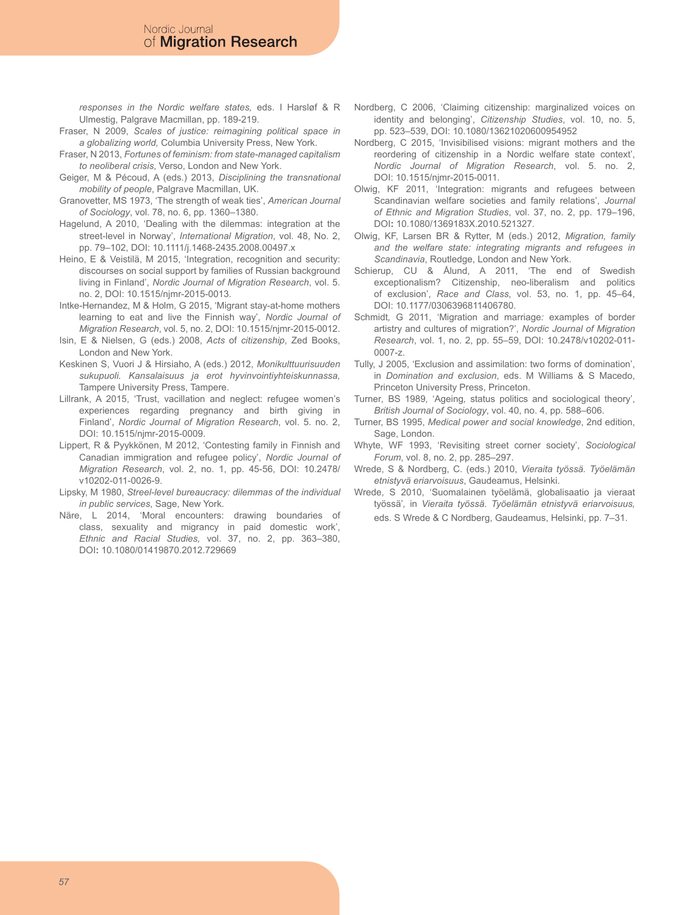*responses in the Nordic welfare states,* eds. I Harsløf & R Ulmestig, Palgrave Macmillan, pp. 189-219.

Fraser, N 2009, *Scales of justice: reimagining political space in a globalizing world,* Columbia University Press, New York.

Fraser, N 2013, *Fortunes of feminism: from state-managed capitalism to neoliberal crisis*, Verso, London and New York.

Geiger, M & Pécoud, A (eds.) 2013, *Disciplining the transnational mobility of people*, Palgrave Macmillan, UK.

Granovetter, MS 1973, 'The strength of weak ties', *American Journal of Sociology*, vol. 78, no. 6, pp. 1360–1380.

Hagelund, A 2010, 'Dealing with the dilemmas: integration at the street-level in Norway', *International Migration*, vol. 48, No. 2, pp. 79–102, DOI: 10.1111/j.1468-2435.2008.00497.x

Heino, E & Veistilä, M 2015, 'Integration, recognition and security: discourses on social support by families of Russian background living in Finland', *Nordic Journal of Migration Research*, vol. 5. no. 2, DOI: 10.1515/njmr-2015-0013.

Intke-Hernandez, M & Holm, G 2015, 'Migrant stay-at-home mothers learning to eat and live the Finnish way', *Nordic Journal of Migration Research*, vol. 5, no. 2, DOI: 10.1515/njmr-2015-0012.

Isin, E & Nielsen, G (eds.) 2008, *Acts of citizenship*, Zed Books, London and New York.

Keskinen S, Vuori J & Hirsiaho, A (eds.) 2012, *Monikulttuurisuuden sukupuoli. Kansalaisuus ja erot hyvinvointiyhteiskunnassa,* Tampere University Press, Tampere.

Lillrank, A 2015, 'Trust, vacillation and neglect: refugee women's experiences regarding pregnancy and birth giving in Finland', *Nordic Journal of Migration Research*, vol. 5. no. 2, DOI: 10.1515/njmr-2015-0009.

Lippert, R & Pyykkönen, M 2012, 'Contesting family in Finnish and Canadian immigration and refugee policy', *Nordic Journal of Migration Research*, vol. 2, no. 1, pp. 45-56, DOI: 10.2478/v10202-011-0026-9.

Lipsky, M 1980, *Street-level bureaucracy: dilemmas of the individual in public services*, Sage, New York.

Näre, L 2014, 'Moral encounters: drawing boundaries of class, sexuality and migrancy in paid domestic work', *Ethnic and Racial Studies,* vol. 37, no. 2, pp. 363–380, DOI: 10.1080/01419870.2012.729669

Nordberg, C 2006, 'Claiming citizenship: marginalized voices on identity and belonging', *Citizenship Studies*, vol. 10, no. 5, pp. 523–539, DOI: 10.1080/13621020600954952

Nordberg, C 2015, 'Invisibilised visions: migrant mothers and the reordering of citizenship in a Nordic welfare state context', *Nordic Journal of Migration Research*, vol. 5. no. 2, DOI: 10.1515/njmr-2015-0011.

Olwig, KF 2011, 'Integration: migrants and refugees between Scandinavian welfare societies and family relations', *Journal of Ethnic and Migration Studies*, vol. 37, no. 2, pp. 179–196, DOI: 10.1080/1369183X.2010.521327.

Olwig, KF, Larsen BR & Rytter, M (eds.) 2012, *Migration, family and the welfare state: integrating migrants and refugees in Scandinavia*, Routledge, London and New York.

Schierup, CU & Ålund, A 2011, 'The end of Swedish exceptionalism? Citizenship, neo-liberalism and politics of exclusion', *Race and Class*, vol. 53, no. 1, pp. 45–64, DOI: 10.1177/0306396811406780.

Schmidt, G 2011, 'Migration and marriage: examples of border artistry and cultures of migration?', *Nordic Journal of Migration Research*, vol. 1, no. 2, pp. 55–59, DOI: 10.2478/v10202-011-0007-z.

Tully, J 2005, 'Exclusion and assimilation: two forms of domination', in *Domination and exclusion*, eds. M Williams & S Macedo, Princeton University Press, Princeton.

Turner, BS 1989, 'Ageing, status politics and sociological theory', *British Journal of Sociology*, vol. 40, no. 4, pp. 588–606.

Turner, BS 1995, *Medical power and social knowledge*, 2nd edition, Sage, London.

Whyte, WF 1993, 'Revisiting street corner society', *Sociological Forum*, vol. 8, no. 2, pp. 285–297.

Wrede, S & Nordberg, C. (eds.) 2010, *Vieraita työssä. Työelämän etnistyvä eriarvoisuus*, Gaudeamus, Helsinki.

Wrede, S 2010, 'Suomalainen työelämä, globalisaatio ja vieraat työssä', in *Vieraita työssä. Työelämän etnistyvä eriarvoisuus,* eds. S Wrede & C Nordberg, Gaudeamus, Helsinki, pp. 7–31.